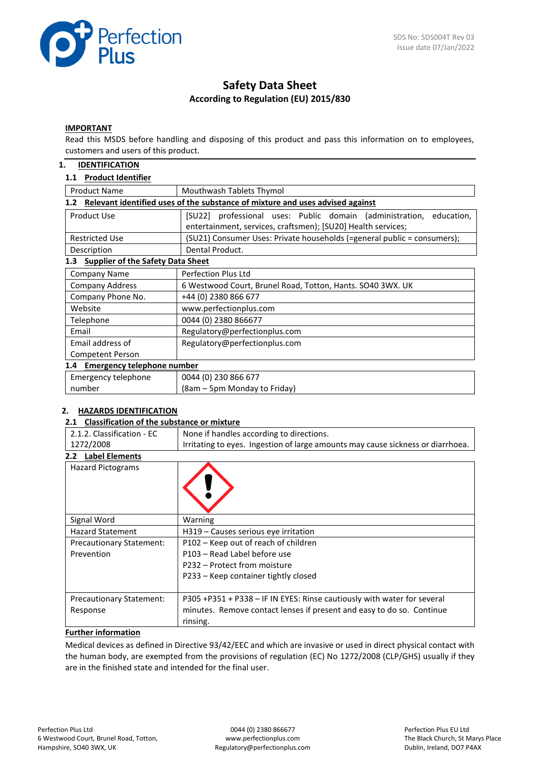SDS No: SDS004T Rev 03
Issue date 07/Jan/2022

# Safety Data Sheet

**According to Regulation (EU) 2015/830**

**IMPORTANT**

Read this MSDS before handling and disposing of this product and pass this information on to employees, customers and users of this product.

## 1. IDENTIFICATION

### 1.1 Product Identifier

| Product Name | Mouthwash Tablets Thymol |
|---|---|

### 1.2 Relevant identified uses of the substance of mixture and uses advised against

| Product Use | [SU22] professional uses: Public domain (administration, education, entertainment, services, craftsmen); [SU20] Health services; |
|---|---|
| Restricted Use | (SU21) Consumer Uses: Private households (=general public = consumers); |
| Description | Dental Product. |

### 1.3 Supplier of the Safety Data Sheet

| Company Name | Perfection Plus Ltd |
|---|---|
| Company Address | 6 Westwood Court, Brunel Road, Totton, Hants. SO40 3WX. UK |
| Company Phone No. | +44 (0) 2380 866 677 |
| Website | www.perfectionplus.com |
| Telephone | 0044 (0) 2380 866677 |
| Email | Regulatory@perfectionplus.com |
| Email address of Competent Person | Regulatory@perfectionplus.com |

### 1.4 Emergency telephone number

| Emergency telephone number | 0044 (0) 230 866 677 (8am – 5pm Monday to Friday) |
|---|---|

## 2. HAZARDS IDENTIFICATION

### 2.1 Classification of the substance or mixture

| 2.1.2. Classification - EC 1272/2008 | None if handles according to directions. Irritating to eyes. Ingestion of large amounts may cause sickness or diarrhoea. |
|---|---|

### 2.2 Label Elements

| Hazard Pictograms | (exclamation mark pictogram) |
|---|---|
| Signal Word | Warning |
| Hazard Statement | H319 – Causes serious eye irritation |
| Precautionary Statement: Prevention | P102 – Keep out of reach of children<br>P103 – Read Label before use<br>P232 – Protect from moisture<br>P233 – Keep container tightly closed |
| Precautionary Statement: Response | P305 +P351 + P338 – IF IN EYES: Rinse cautiously with water for several minutes. Remove contact lenses if present and easy to do so. Continue rinsing. |

**Further information**

Medical devices as defined in Directive 93/42/EEC and which are invasive or used in direct physical contact with the human body, are exempted from the provisions of regulation (EC) No 1272/2008 (CLP/GHS) usually if they are in the finished state and intended for the final user.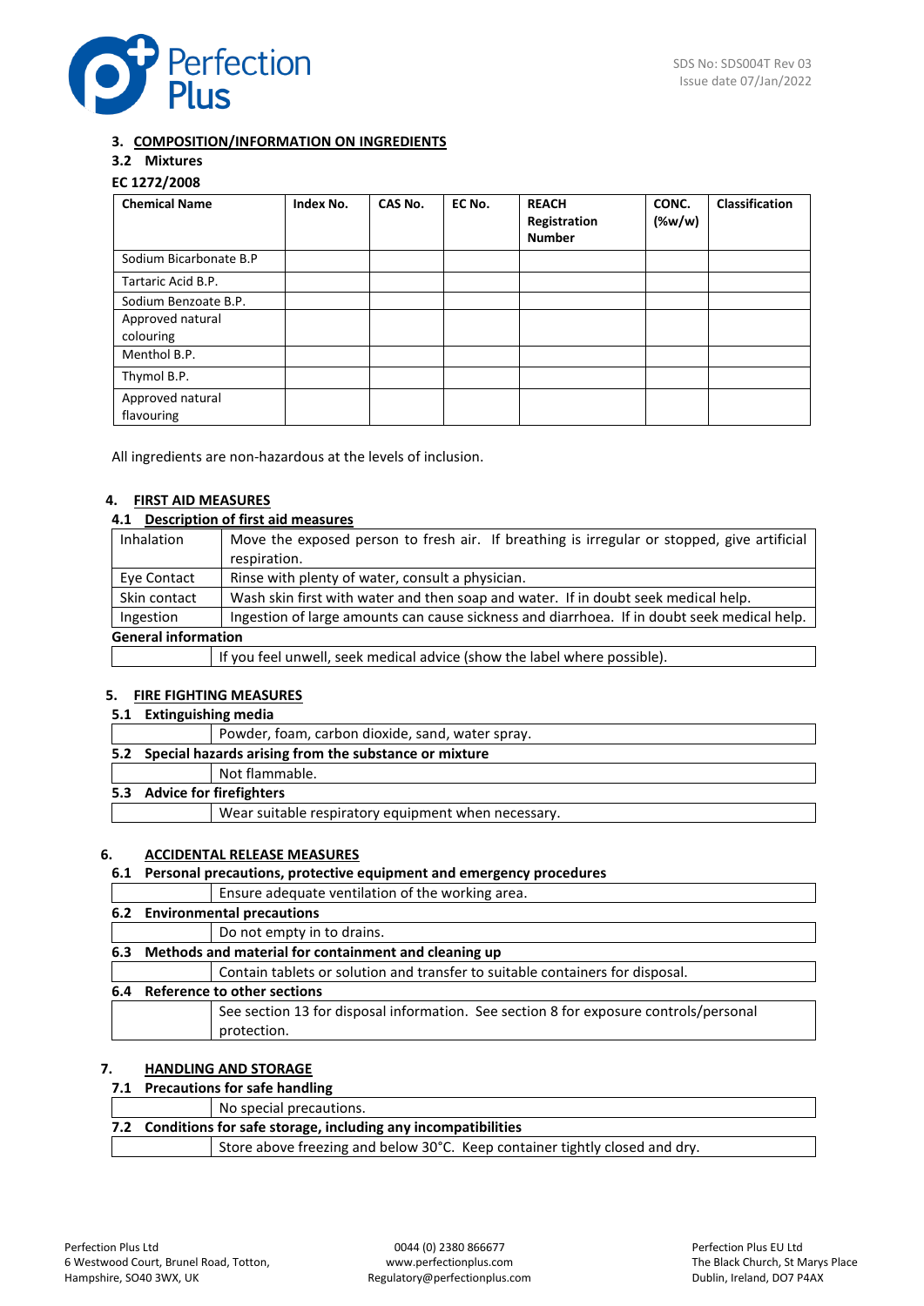## 3. COMPOSITION/INFORMATION ON INGREDIENTS

### 3.2 Mixtures

**EC 1272/2008**

| Chemical Name | Index No. | CAS No. | EC No. | REACH Registration Number | CONC. (%w/w) | Classification |
|---|---|---|---|---|---|---|
| Sodium Bicarbonate B.P | | | | | | |
| Tartaric Acid B.P. | | | | | | |
| Sodium Benzoate B.P. | | | | | | |
| Approved natural colouring | | | | | | |
| Menthol B.P. | | | | | | |
| Thymol B.P. | | | | | | |
| Approved natural flavouring | | | | | | |

All ingredients are non-hazardous at the levels of inclusion.

## 4. FIRST AID MEASURES

### 4.1 Description of first aid measures

| | |
|---|---|
| Inhalation | Move the exposed person to fresh air. If breathing is irregular or stopped, give artificial respiration. |
| Eye Contact | Rinse with plenty of water, consult a physician. |
| Skin contact | Wash skin first with water and then soap and water. If in doubt seek medical help. |
| Ingestion | Ingestion of large amounts can cause sickness and diarrhoea. If in doubt seek medical help. |

**General information**

| | |
|---|---|
| | If you feel unwell, seek medical advice (show the label where possible). |

## 5. FIRE FIGHTING MEASURES

### 5.1 Extinguishing media

| | |
|---|---|
| | Powder, foam, carbon dioxide, sand, water spray. |

### 5.2 Special hazards arising from the substance or mixture

| | |
|---|---|
| | Not flammable. |

### 5.3 Advice for firefighters

| | |
|---|---|
| | Wear suitable respiratory equipment when necessary. |

## 6. ACCIDENTAL RELEASE MEASURES

### 6.1 Personal precautions, protective equipment and emergency procedures

| | |
|---|---|
| | Ensure adequate ventilation of the working area. |

### 6.2 Environmental precautions

| | |
|---|---|
| | Do not empty in to drains. |

### 6.3 Methods and material for containment and cleaning up

| | |
|---|---|
| | Contain tablets or solution and transfer to suitable containers for disposal. |

### 6.4 Reference to other sections

| | |
|---|---|
| | See section 13 for disposal information. See section 8 for exposure controls/personal protection. |

## 7. HANDLING AND STORAGE

### 7.1 Precautions for safe handling

| | |
|---|---|
| | No special precautions. |

### 7.2 Conditions for safe storage, including any incompatibilities

| | |
|---|---|
| | Store above freezing and below 30°C. Keep container tightly closed and dry. |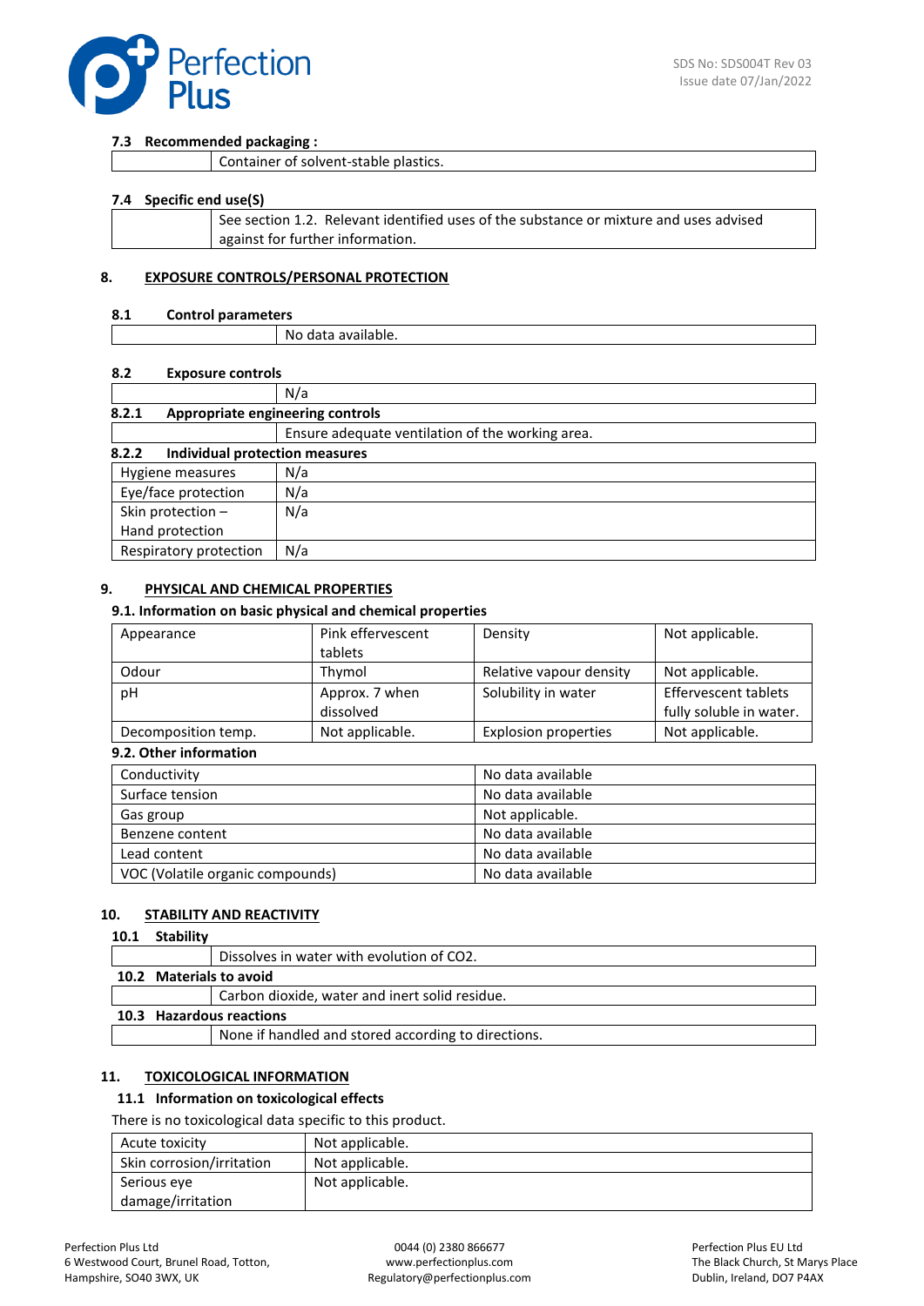### 7.3 Recommended packaging :

| | |
|---|---|
| | Container of solvent-stable plastics. |

### 7.4 Specific end use(S)

| | |
|---|---|
| | See section 1.2. Relevant identified uses of the substance or mixture and uses advised against for further information. |

## 8. EXPOSURE CONTROLS/PERSONAL PROTECTION

### 8.1 Control parameters

| | |
|---|---|
| | No data available. |

### 8.2 Exposure controls

| | |
|---|---|
| | N/a |

#### 8.2.1 Appropriate engineering controls

| | |
|---|---|
| | Ensure adequate ventilation of the working area. |

#### 8.2.2 Individual protection measures

| | |
|---|---|
| Hygiene measures | N/a |
| Eye/face protection | N/a |
| Skin protection – Hand protection | N/a |
| Respiratory protection | N/a |

## 9. PHYSICAL AND CHEMICAL PROPERTIES

### 9.1. Information on basic physical and chemical properties

| | | | |
|---|---|---|---|
| Appearance | Pink effervescent tablets | Density | Not applicable. |
| Odour | Thymol | Relative vapour density | Not applicable. |
| pH | Approx. 7 when dissolved | Solubility in water | Effervescent tablets fully soluble in water. |
| Decomposition temp. | Not applicable. | Explosion properties | Not applicable. |

### 9.2. Other information

| | |
|---|---|
| Conductivity | No data available |
| Surface tension | No data available |
| Gas group | Not applicable. |
| Benzene content | No data available |
| Lead content | No data available |
| VOC (Volatile organic compounds) | No data available |

## 10. STABILITY AND REACTIVITY

### 10.1 Stability

| | |
|---|---|
| | Dissolves in water with evolution of $CO_2$. |

### 10.2 Materials to avoid

| | |
|---|---|
| | Carbon dioxide, water and inert solid residue. |

### 10.3 Hazardous reactions

| | |
|---|---|
| | None if handled and stored according to directions. |

## 11. TOXICOLOGICAL INFORMATION

### 11.1 Information on toxicological effects

There is no toxicological data specific to this product.

| | |
|---|---|
| Acute toxicity | Not applicable. |
| Skin corrosion/irritation | Not applicable. |
| Serious eye damage/irritation | Not applicable. |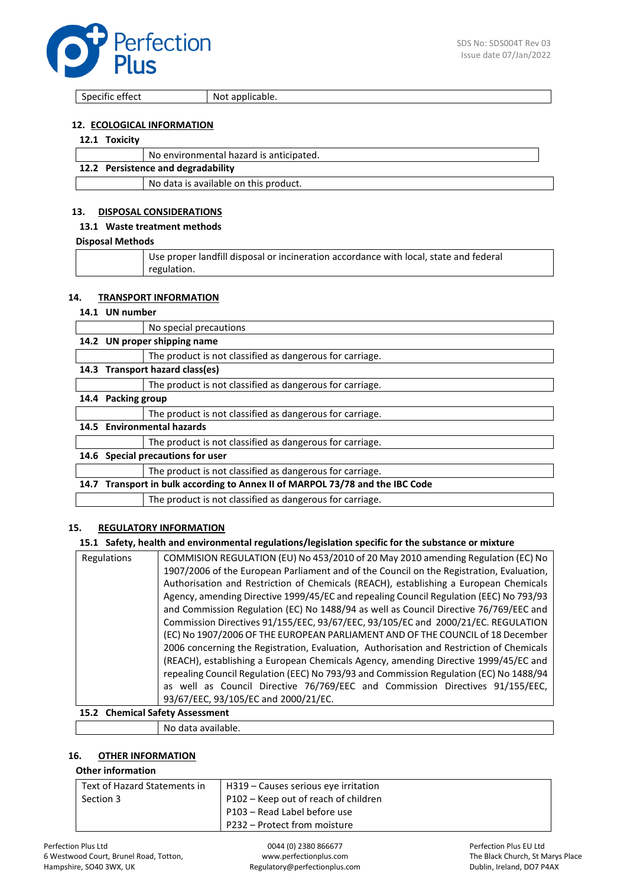| Specific effect | Not applicable. |
|---|---|

## 12. ECOLOGICAL INFORMATION

### 12.1 Toxicity

| | |
|---|---|
| | No environmental hazard is anticipated. |

### 12.2 Persistence and degradability

| | |
|---|---|
| | No data is available on this product. |

## 13. DISPOSAL CONSIDERATIONS

### 13.1 Waste treatment methods

**Disposal Methods**

| | |
|---|---|
| | Use proper landfill disposal or incineration accordance with local, state and federal regulation. |

## 14. TRANSPORT INFORMATION

### 14.1 UN number

| | |
|---|---|
| | No special precautions |

### 14.2 UN proper shipping name

| | |
|---|---|
| | The product is not classified as dangerous for carriage. |

### 14.3 Transport hazard class(es)

| | |
|---|---|
| | The product is not classified as dangerous for carriage. |

### 14.4 Packing group

| | |
|---|---|
| | The product is not classified as dangerous for carriage. |

### 14.5 Environmental hazards

| | |
|---|---|
| | The product is not classified as dangerous for carriage. |

### 14.6 Special precautions for user

| | |
|---|---|
| | The product is not classified as dangerous for carriage. |

### 14.7 Transport in bulk according to Annex II of MARPOL 73/78 and the IBC Code

| | |
|---|---|
| | The product is not classified as dangerous for carriage. |

## 15. REGULATORY INFORMATION

### 15.1 Safety, health and environmental regulations/legislation specific for the substance or mixture

| Regulations | COMMISION REGULATION (EU) No 453/2010 of 20 May 2010 amending Regulation (EC) No 1907/2006 of the European Parliament and of the Council on the Registration, Evaluation, Authorisation and Restriction of Chemicals (REACH), establishing a European Chemicals Agency, amending Directive 1999/45/EC and repealing Council Regulation (EEC) No 793/93 and Commission Regulation (EC) No 1488/94 as well as Council Directive 76/769/EEC and Commission Directives 91/155/EEC, 93/67/EEC, 93/105/EC and 2000/21/EC. REGULATION (EC) No 1907/2006 OF THE EUROPEAN PARLIAMENT AND OF THE COUNCIL of 18 December 2006 concerning the Registration, Evaluation, Authorisation and Restriction of Chemicals (REACH), establishing a European Chemicals Agency, amending Directive 1999/45/EC and repealing Council Regulation (EEC) No 793/93 and Commission Regulation (EC) No 1488/94 as well as Council Directive 76/769/EEC and Commission Directives 91/155/EEC, 93/67/EEC, 93/105/EC and 2000/21/EC. |
|---|---|

### 15.2 Chemical Safety Assessment

| | |
|---|---|
| | No data available. |

## 16. OTHER INFORMATION

**Other information**

| Text of Hazard Statements in Section 3 | H319 – Causes serious eye irritation<br>P102 – Keep out of reach of children<br>P103 – Read Label before use<br>P232 – Protect from moisture |
|---|---|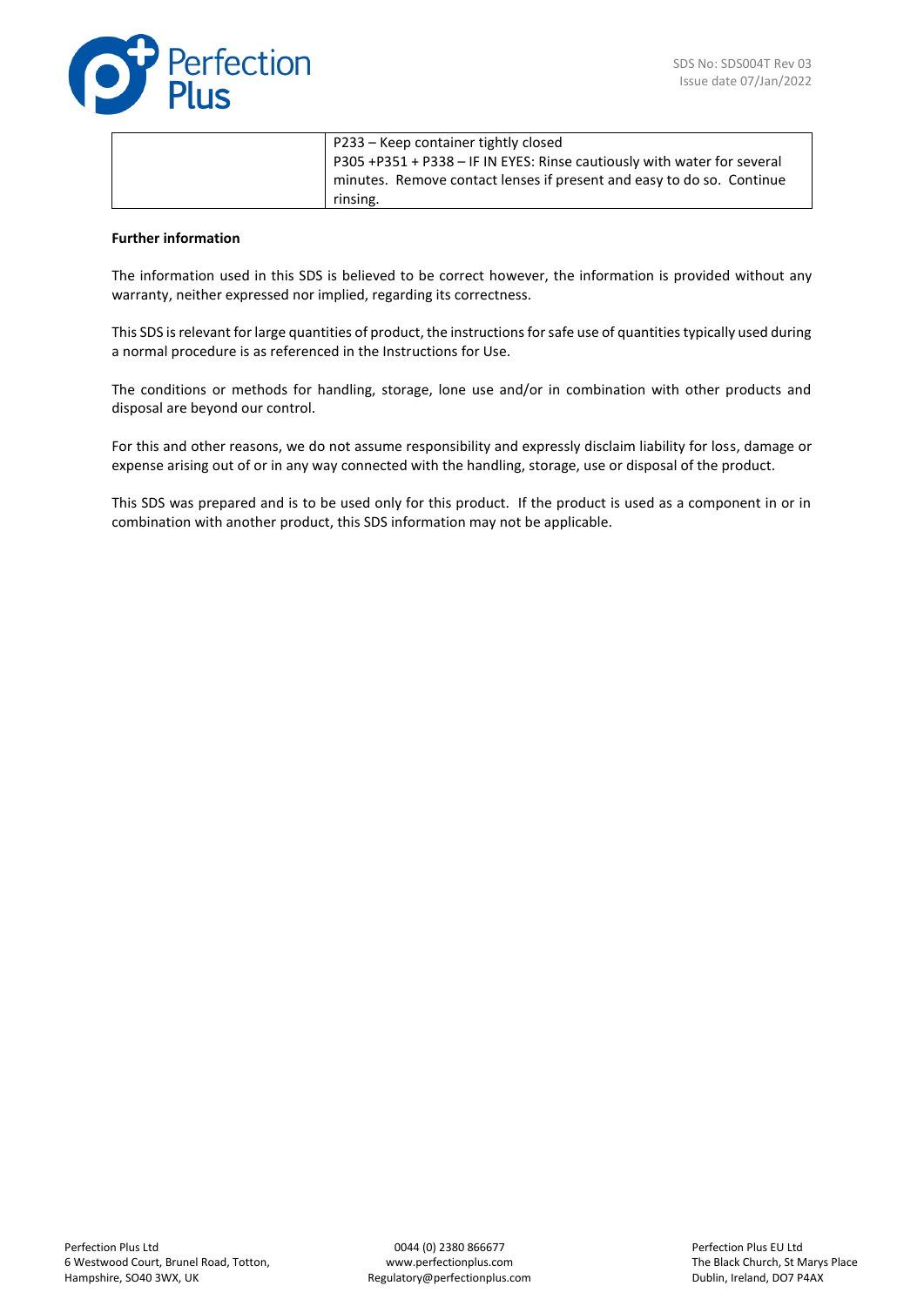| | |
|---|---|
| | P233 – Keep container tightly closed<br>P305 +P351 + P338 – IF IN EYES: Rinse cautiously with water for several minutes. Remove contact lenses if present and easy to do so. Continue rinsing. |

**Further information**

The information used in this SDS is believed to be correct however, the information is provided without any warranty, neither expressed nor implied, regarding its correctness.

This SDS is relevant for large quantities of product, the instructions for safe use of quantities typically used during a normal procedure is as referenced in the Instructions for Use.

The conditions or methods for handling, storage, lone use and/or in combination with other products and disposal are beyond our control.

For this and other reasons, we do not assume responsibility and expressly disclaim liability for loss, damage or expense arising out of or in any way connected with the handling, storage, use or disposal of the product.

This SDS was prepared and is to be used only for this product. If the product is used as a component in or in combination with another product, this SDS information may not be applicable.